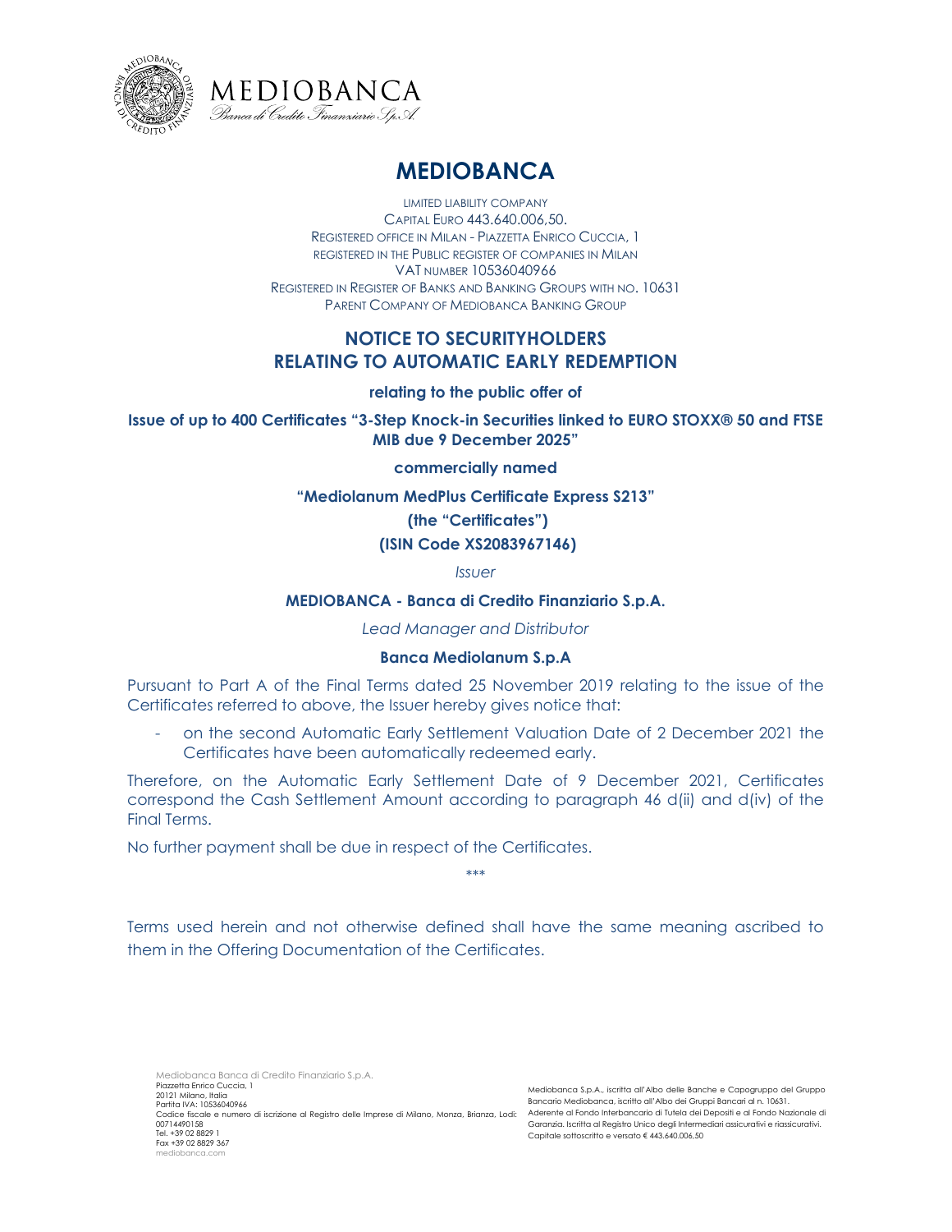# MEDIOBANCA

LIMITED LIABILITY COMPANY
CAPITAL EURO 443.640.006,50.
REGISTERED OFFICE IN MILAN - PIAZZETTA ENRICO CUCCIA, 1
REGISTERED IN THE PUBLIC REGISTER OF COMPANIES IN MILAN
VAT NUMBER 10536040966
REGISTERED IN REGISTER OF BANKS AND BANKING GROUPS WITH NO. 10631
PARENT COMPANY OF MEDIOBANCA BANKING GROUP

## NOTICE TO SECURITYHOLDERS
## RELATING TO AUTOMATIC EARLY REDEMPTION

**relating to the public offer of**

**Issue of up to 400 Certificates "3-Step Knock-in Securities linked to EURO STOXX® 50 and FTSE MIB due 9 December 2025"**

**commercially named**

**"Mediolanum MedPlus Certificate Express S213"**

**(the "Certificates")**

**(ISIN Code XS2083967146)**

*Issuer*

**MEDIOBANCA - Banca di Credito Finanziario S.p.A.**

*Lead Manager and Distributor*

**Banca Mediolanum S.p.A**

Pursuant to Part A of the Final Terms dated 25 November 2019 relating to the issue of the Certificates referred to above, the Issuer hereby gives notice that:

- on the second Automatic Early Settlement Valuation Date of 2 December 2021 the Certificates have been automatically redeemed early.

Therefore, on the Automatic Early Settlement Date of 9 December 2021, Certificates correspond the Cash Settlement Amount according to paragraph 46 d(ii) and d(iv) of the Final Terms.

No further payment shall be due in respect of the Certificates.

\*\*\*

Terms used herein and not otherwise defined shall have the same meaning ascribed to them in the Offering Documentation of the Certificates.

Mediobanca Banca di Credito Finanziario S.p.A.
Piazzetta Enrico Cuccia, 1
20121 Milano, Italia
Partita IVA: 10536040966
Codice fiscale e numero di iscrizione al Registro delle Imprese di Milano, Monza, Brianza, Lodi: 00714490158
Tel. +39 02 8829 1
Fax +39 02 8829 367
mediobanca.com

Mediobanca S.p.A., iscritta all'Albo delle Banche e Capogruppo del Gruppo Bancario Mediobanca, iscritto all'Albo dei Gruppi Bancari al n. 10631. Aderente al Fondo Interbancario di Tutela dei Depositi e al Fondo Nazionale di Garanzia. Iscritta al Registro Unico degli Intermediari assicurativi e riassicurativi. Capitale sottoscritto e versato € 443.640.006,50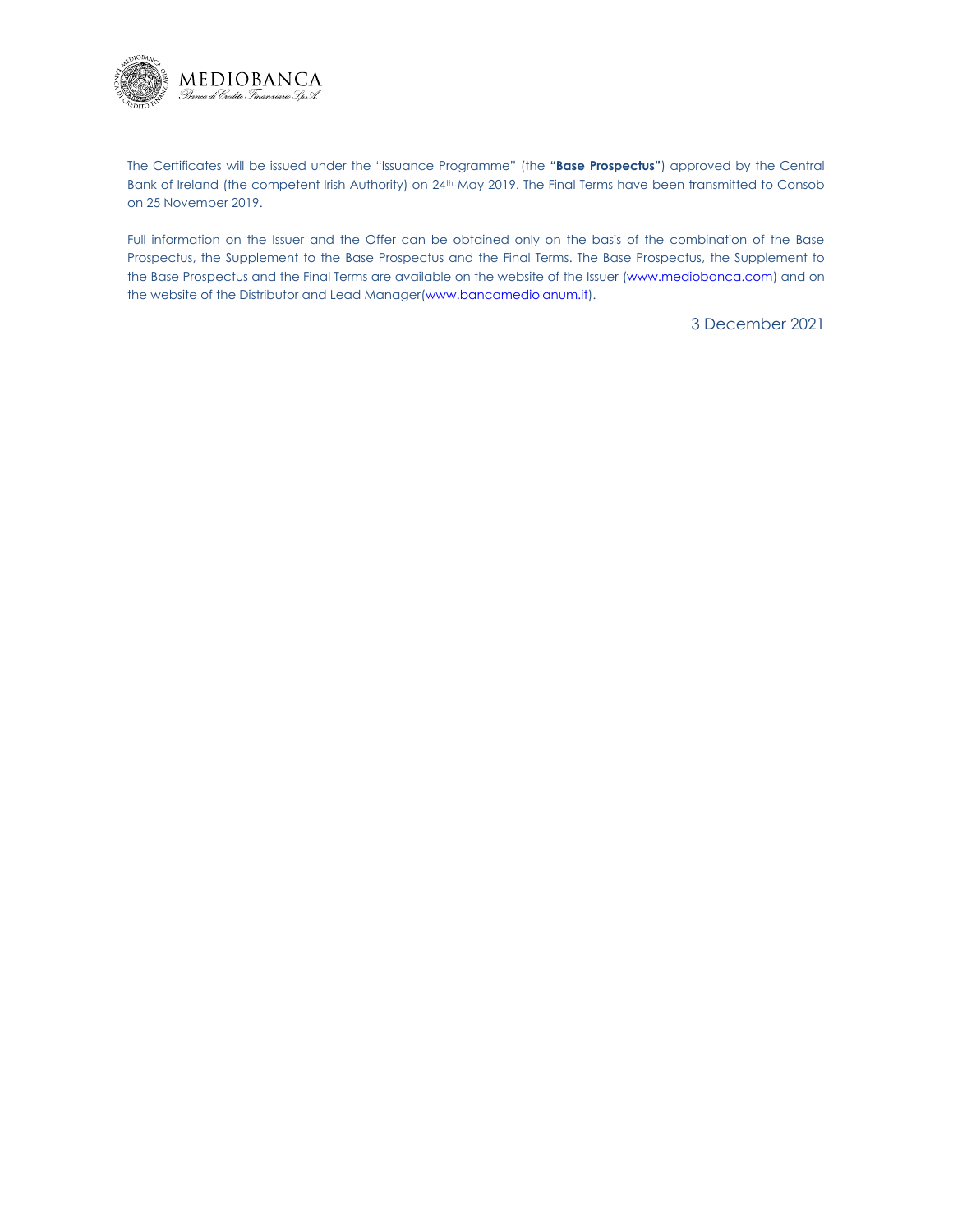The Certificates will be issued under the "Issuance Programme" (the **"Base Prospectus"**) approved by the Central Bank of Ireland (the competent Irish Authority) on 24th May 2019. The Final Terms have been transmitted to Consob on 25 November 2019.

Full information on the Issuer and the Offer can be obtained only on the basis of the combination of the Base Prospectus, the Supplement to the Base Prospectus and the Final Terms. The Base Prospectus, the Supplement to the Base Prospectus and the Final Terms are available on the website of the Issuer (www.mediobanca.com) and on the website of the Distributor and Lead Manager(www.bancamediolanum.it).

3 December 2021